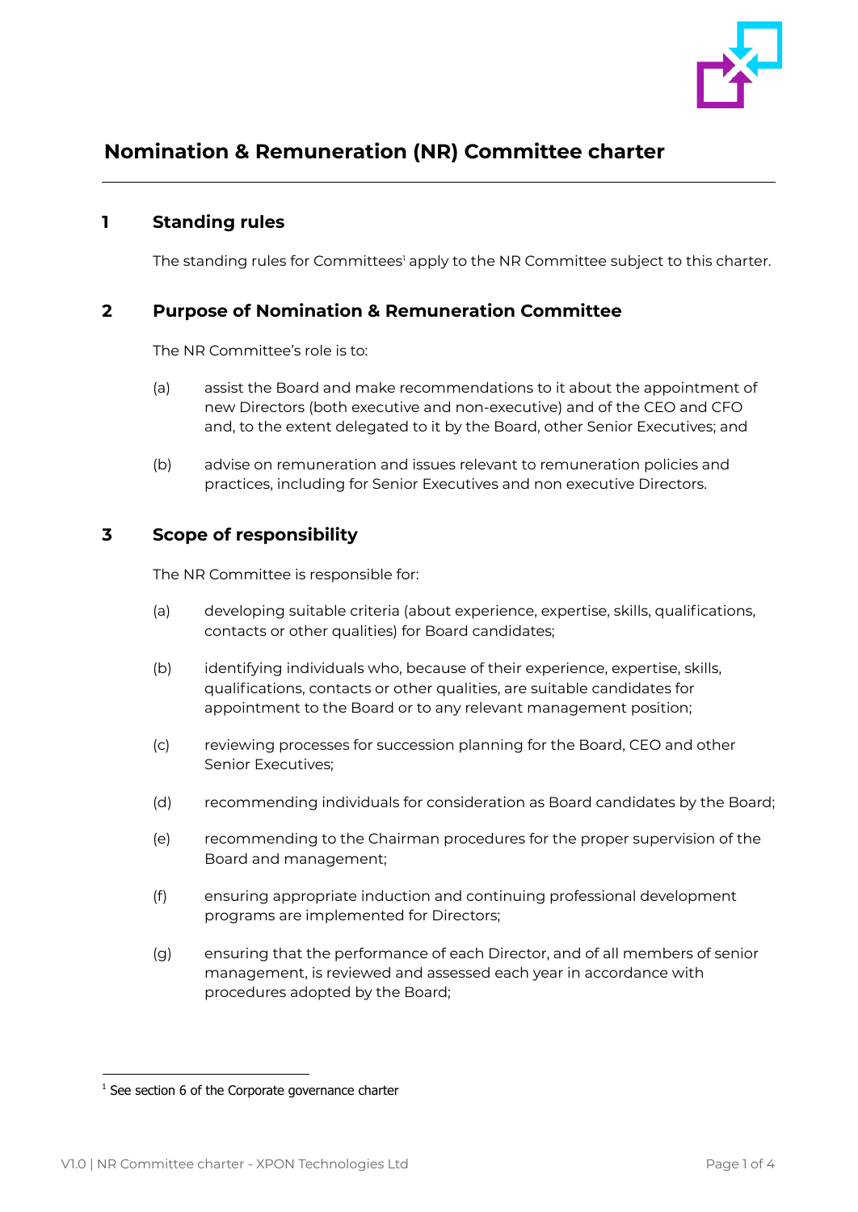# Nomination & Remuneration (NR) Committee charter

## 1 Standing rules

The standing rules for Committees[1] apply to the NR Committee subject to this charter.

## 2 Purpose of Nomination & Remuneration Committee

The NR Committee's role is to:

(a) assist the Board and make recommendations to it about the appointment of new Directors (both executive and non-executive) and of the CEO and CFO and, to the extent delegated to it by the Board, other Senior Executives; and

(b) advise on remuneration and issues relevant to remuneration policies and practices, including for Senior Executives and non executive Directors.

## 3 Scope of responsibility

The NR Committee is responsible for:

(a) developing suitable criteria (about experience, expertise, skills, qualifications, contacts or other qualities) for Board candidates;

(b) identifying individuals who, because of their experience, expertise, skills, qualifications, contacts or other qualities, are suitable candidates for appointment to the Board or to any relevant management position;

(c) reviewing processes for succession planning for the Board, CEO and other Senior Executives;

(d) recommending individuals for consideration as Board candidates by the Board;

(e) recommending to the Chairman procedures for the proper supervision of the Board and management;

(f) ensuring appropriate induction and continuing professional development programs are implemented for Directors;

(g) ensuring that the performance of each Director, and of all members of senior management, is reviewed and assessed each year in accordance with procedures adopted by the Board;

[1] See section 6 of the Corporate governance charter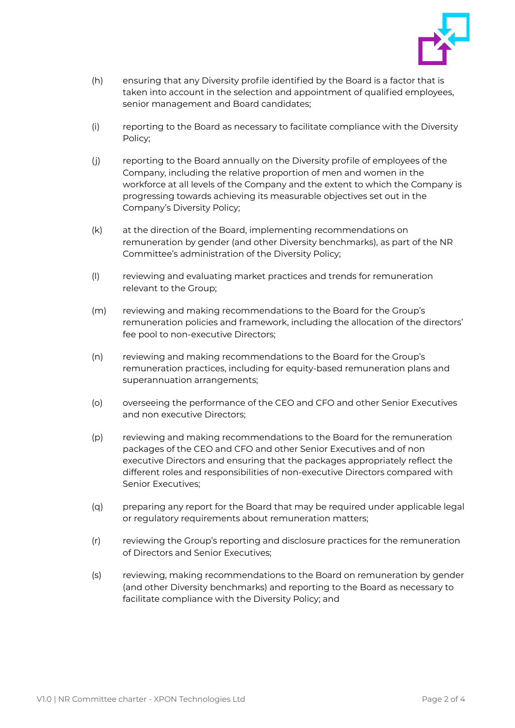(h) ensuring that any Diversity profile identified by the Board is a factor that is taken into account in the selection and appointment of qualified employees, senior management and Board candidates;

(i) reporting to the Board as necessary to facilitate compliance with the Diversity Policy;

(j) reporting to the Board annually on the Diversity profile of employees of the Company, including the relative proportion of men and women in the workforce at all levels of the Company and the extent to which the Company is progressing towards achieving its measurable objectives set out in the Company's Diversity Policy;

(k) at the direction of the Board, implementing recommendations on remuneration by gender (and other Diversity benchmarks), as part of the NR Committee's administration of the Diversity Policy;

(l) reviewing and evaluating market practices and trends for remuneration relevant to the Group;

(m) reviewing and making recommendations to the Board for the Group's remuneration policies and framework, including the allocation of the directors' fee pool to non-executive Directors;

(n) reviewing and making recommendations to the Board for the Group's remuneration practices, including for equity-based remuneration plans and superannuation arrangements;

(o) overseeing the performance of the CEO and CFO and other Senior Executives and non executive Directors;

(p) reviewing and making recommendations to the Board for the remuneration packages of the CEO and CFO and other Senior Executives and of non executive Directors and ensuring that the packages appropriately reflect the different roles and responsibilities of non-executive Directors compared with Senior Executives;

(q) preparing any report for the Board that may be required under applicable legal or regulatory requirements about remuneration matters;

(r) reviewing the Group's reporting and disclosure practices for the remuneration of Directors and Senior Executives;

(s) reviewing, making recommendations to the Board on remuneration by gender (and other Diversity benchmarks) and reporting to the Board as necessary to facilitate compliance with the Diversity Policy; and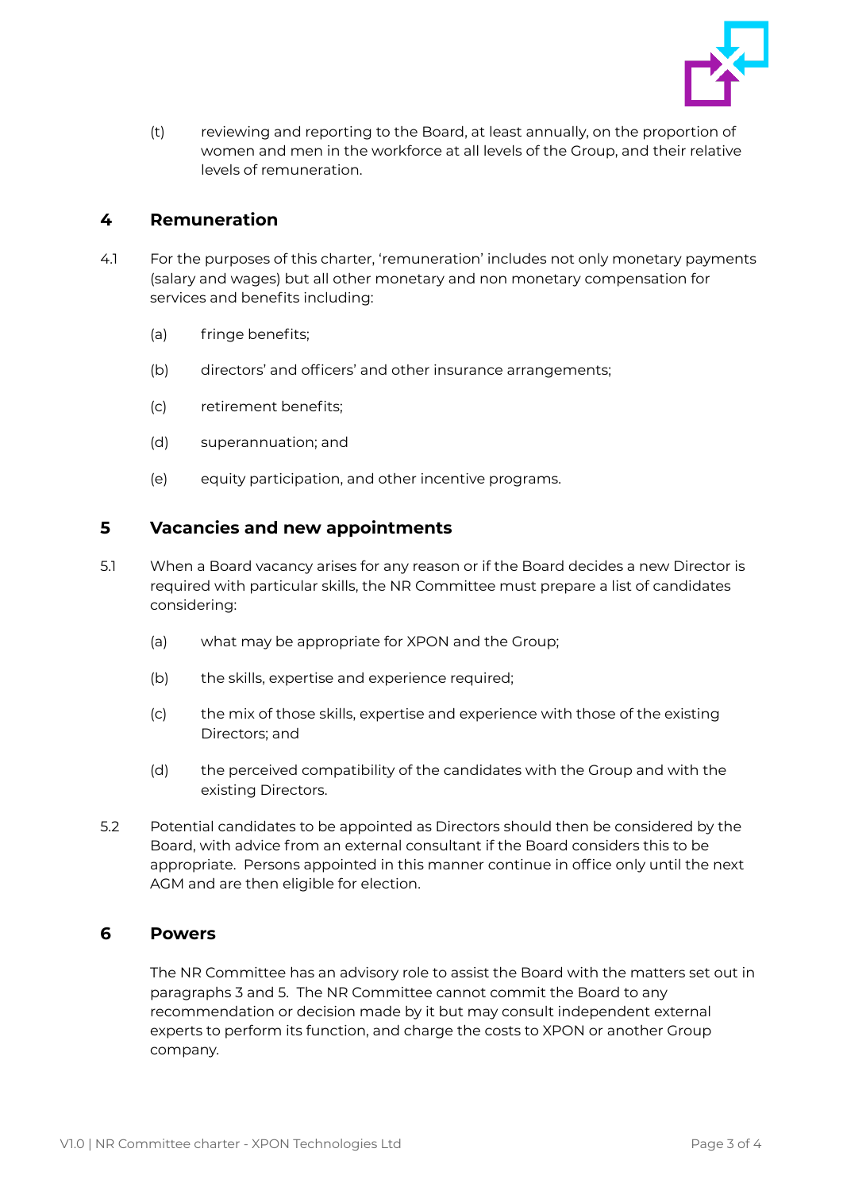(t) reviewing and reporting to the Board, at least annually, on the proportion of women and men in the workforce at all levels of the Group, and their relative levels of remuneration.

## 4 Remuneration

4.1 For the purposes of this charter, 'remuneration' includes not only monetary payments (salary and wages) but all other monetary and non monetary compensation for services and benefits including:

(a) fringe benefits;

(b) directors' and officers' and other insurance arrangements;

(c) retirement benefits;

(d) superannuation; and

(e) equity participation, and other incentive programs.

## 5 Vacancies and new appointments

5.1 When a Board vacancy arises for any reason or if the Board decides a new Director is required with particular skills, the NR Committee must prepare a list of candidates considering:

(a) what may be appropriate for XPON and the Group;

(b) the skills, expertise and experience required;

(c) the mix of those skills, expertise and experience with those of the existing Directors; and

(d) the perceived compatibility of the candidates with the Group and with the existing Directors.

5.2 Potential candidates to be appointed as Directors should then be considered by the Board, with advice from an external consultant if the Board considers this to be appropriate. Persons appointed in this manner continue in office only until the next AGM and are then eligible for election.

## 6 Powers

The NR Committee has an advisory role to assist the Board with the matters set out in paragraphs 3 and 5. The NR Committee cannot commit the Board to any recommendation or decision made by it but may consult independent external experts to perform its function, and charge the costs to XPON or another Group company.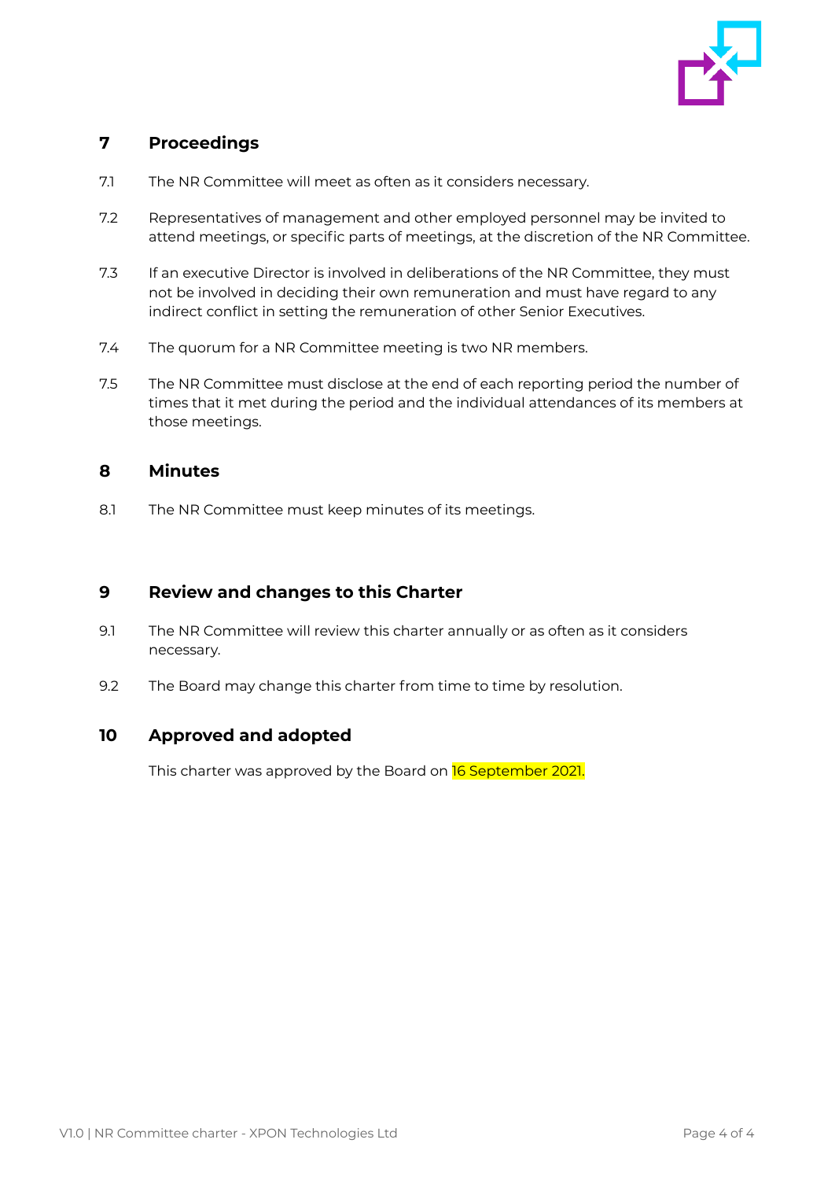## 7 Proceedings

7.1 The NR Committee will meet as often as it considers necessary.

7.2 Representatives of management and other employed personnel may be invited to attend meetings, or specific parts of meetings, at the discretion of the NR Committee.

7.3 If an executive Director is involved in deliberations of the NR Committee, they must not be involved in deciding their own remuneration and must have regard to any indirect conflict in setting the remuneration of other Senior Executives.

7.4 The quorum for a NR Committee meeting is two NR members.

7.5 The NR Committee must disclose at the end of each reporting period the number of times that it met during the period and the individual attendances of its members at those meetings.

## 8 Minutes

8.1 The NR Committee must keep minutes of its meetings.

## 9 Review and changes to this Charter

9.1 The NR Committee will review this charter annually or as often as it considers necessary.

9.2 The Board may change this charter from time to time by resolution.

## 10 Approved and adopted

This charter was approved by the Board on 16 September 2021.